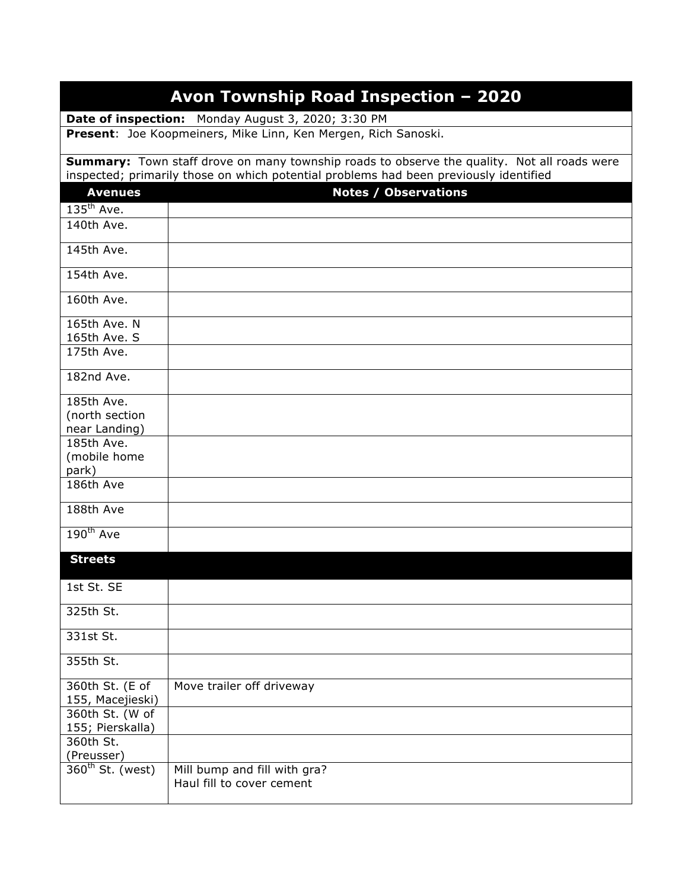# Avon Township Road Inspection – 2020

**Date of inspection:** Monday August 3, 2020; 3:30 PM

**Present**: Joe Koopmeiners, Mike Linn, Ken Mergen, Rich Sanoski.

**Summary:** Town staff drove on many township roads to observe the quality. Not all roads were inspected; primarily those on which potential problems had been previously identified

| Avenues | Notes / Observations |
|---|---|
| 135th Ave. | |
| 140th Ave. | |
| 145th Ave. | |
| 154th Ave. | |
| 160th Ave. | |
| 165th Ave. N<br>165th Ave. S | |
| 175th Ave. | |
| 182nd Ave. | |
| 185th Ave. (north section near Landing) | |
| 185th Ave. (mobile home park) | |
| 186th Ave | |
| 188th Ave | |
| 190th Ave | |
| **Streets** | |
| 1st St. SE | |
| 325th St. | |
| 331st St. | |
| 355th St. | |
| 360th St. (E of 155, Macejieski) | Move trailer off driveway |
| 360th St. (W of 155; Pierskalla) | |
| 360th St. (Preusser) | |
| 360th St. (west) | Mill bump and fill with gra?<br>Haul fill to cover cement |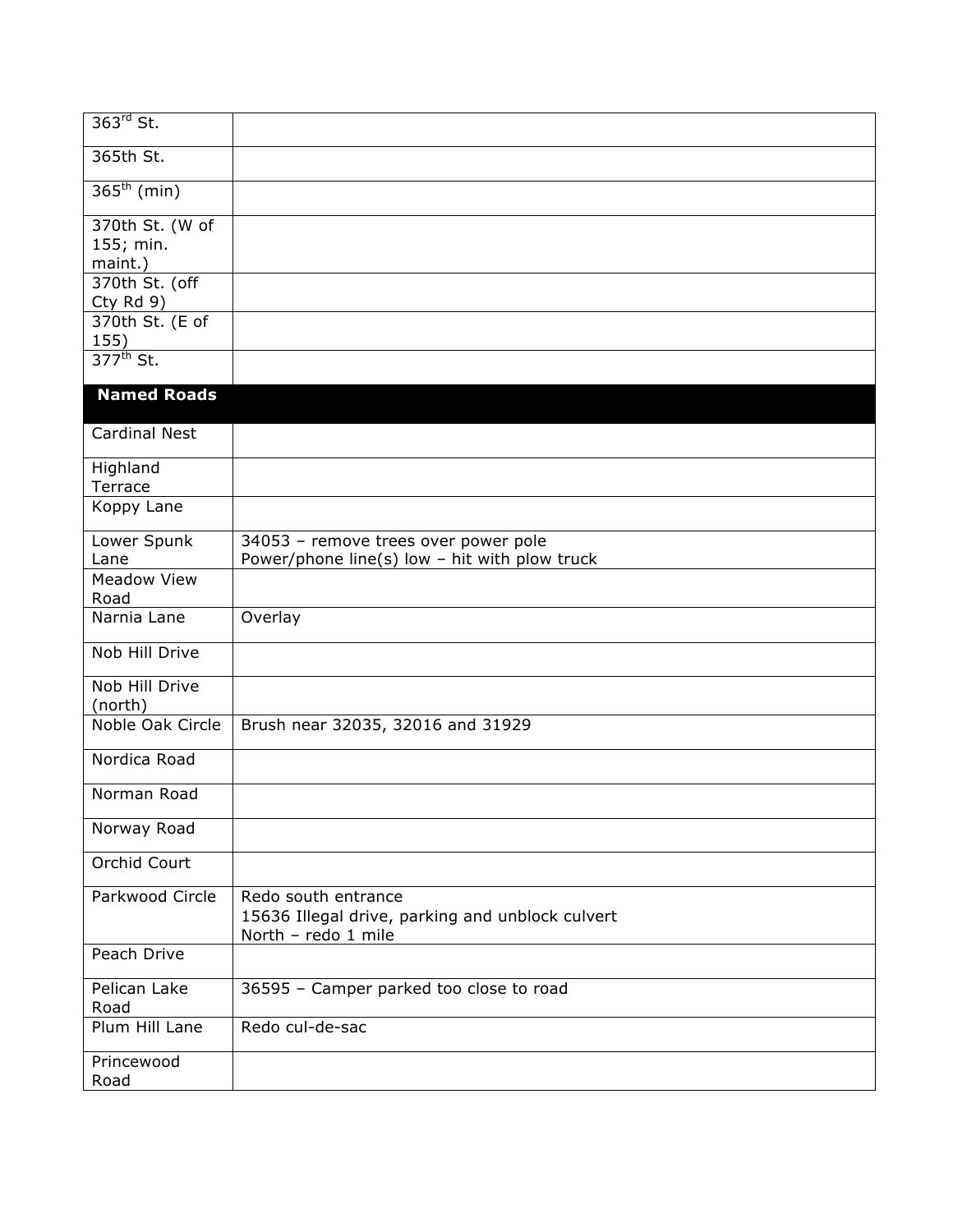| | |
|---|---|
| 363rd St. | |
| 365th St. | |
| 365th (min) | |
| 370th St. (W of 155; min. maint.) | |
| 370th St. (off Cty Rd 9) | |
| 370th St. (E of 155) | |
| 377th St. | |
| **Named Roads** | |
| Cardinal Nest | |
| Highland Terrace | |
| Koppy Lane | |
| Lower Spunk Lane | 34053 – remove trees over power pole<br>Power/phone line(s) low – hit with plow truck |
| Meadow View Road | |
| Narnia Lane | Overlay |
| Nob Hill Drive | |
| Nob Hill Drive (north) | |
| Noble Oak Circle | Brush near 32035, 32016 and 31929 |
| Nordica Road | |
| Norman Road | |
| Norway Road | |
| Orchid Court | |
| Parkwood Circle | Redo south entrance<br>15636 Illegal drive, parking and unblock culvert<br>North – redo 1 mile |
| Peach Drive | |
| Pelican Lake Road | 36595 – Camper parked too close to road |
| Plum Hill Lane | Redo cul-de-sac |
| Princewood Road | |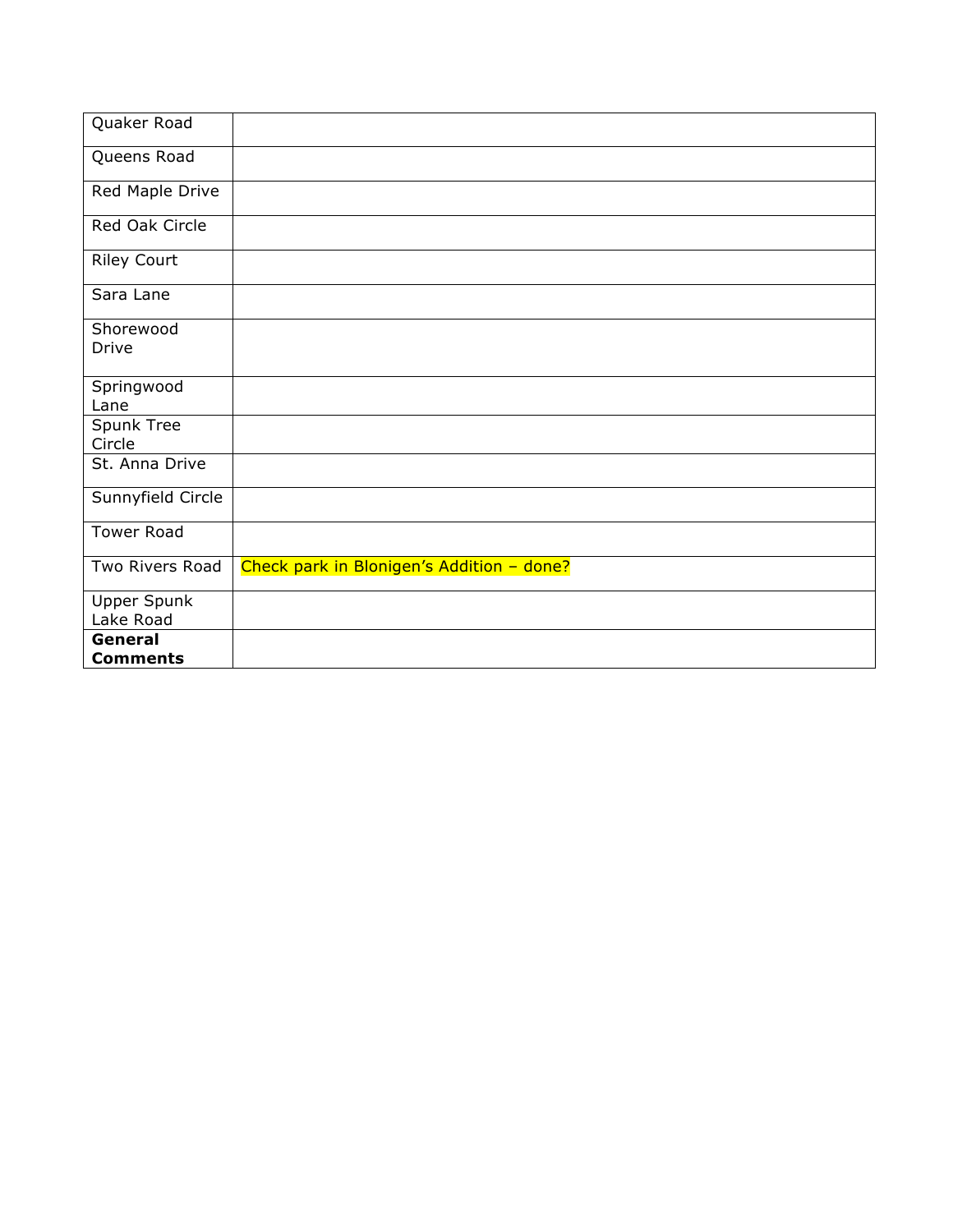| | |
|---|---|
| Quaker Road | |
| Queens Road | |
| Red Maple Drive | |
| Red Oak Circle | |
| Riley Court | |
| Sara Lane | |
| Shorewood Drive | |
| Springwood Lane | |
| Spunk Tree Circle | |
| St. Anna Drive | |
| Sunnyfield Circle | |
| Tower Road | |
| Two Rivers Road | Check park in Blonigen's Addition – done? |
| Upper Spunk Lake Road | |
| **General Comments** | |